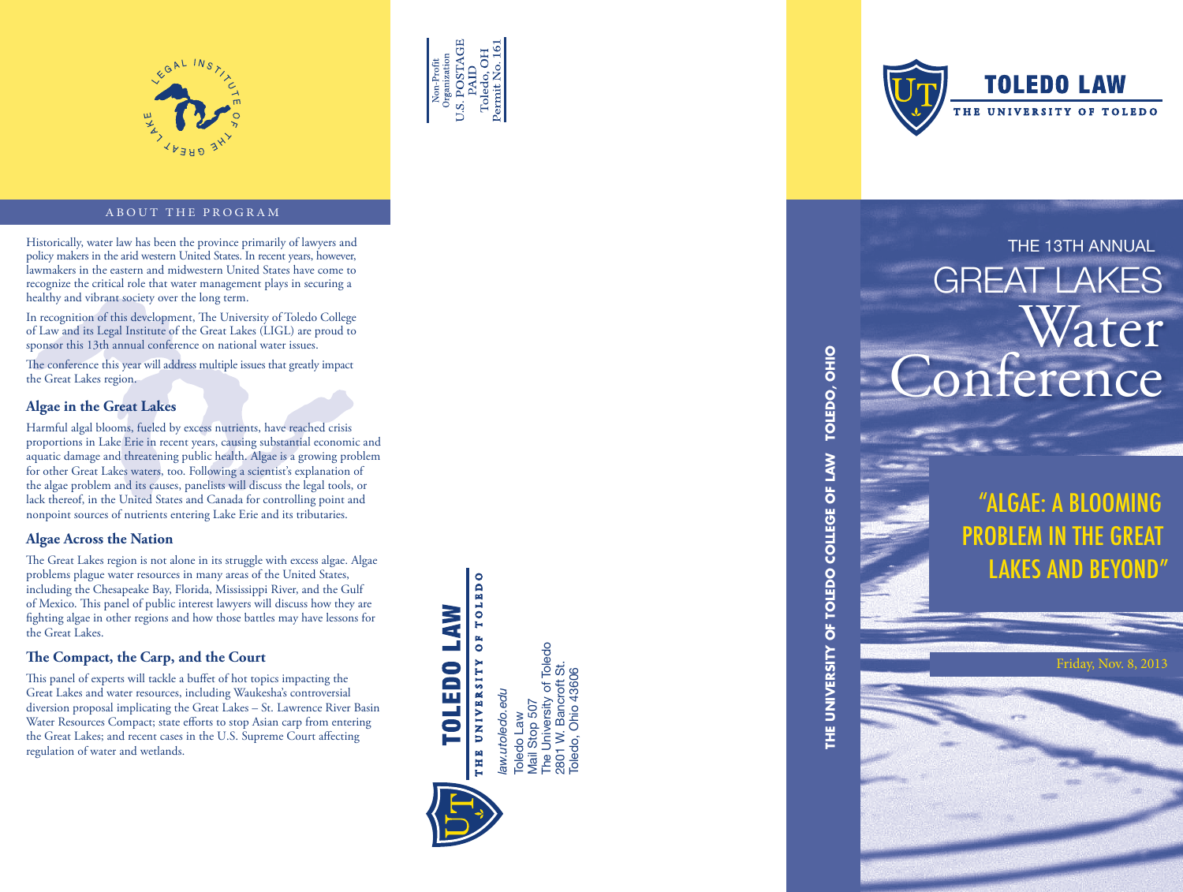LEGAL INSTITUTE OF THE GREAT LAKE

## ABOUT THE PROGRAM

Historically, water law has been the province primarily of lawyers and policy makers in the arid western United States. In recent years, however, lawmakers in the eastern and midwestern United States have come to recognize the critical role that water management plays in securing a healthy and vibrant society over the long term.

In recognition of this development, The University of Toledo College of Law and its Legal Institute of the Great Lakes (LIGL) are proud to sponsor this 13th annual conference on national water issues.

The conference this year will address multiple issues that greatly impact the Great Lakes region.

### Algae in the Great Lakes

Harmful algal blooms, fueled by excess nutrients, have reached crisis proportions in Lake Erie in recent years, causing substantial economic and aquatic damage and threatening public health. Algae is a growing problem for other Great Lakes waters, too. Following a scientist's explanation of the algae problem and its causes, panelists will discuss the legal tools, or lack thereof, in the United States and Canada for controlling point and nonpoint sources of nutrients entering Lake Erie and its tributaries.

### Algae Across the Nation

The Great Lakes region is not alone in its struggle with excess algae. Algae problems plague water resources in many areas of the United States, including the Chesapeake Bay, Florida, Mississippi River, and the Gulf of Mexico. This panel of public interest lawyers will discuss how they are fighting algae in other regions and how those battles may have lessons for the Great Lakes.

### The Compact, the Carp, and the Court

This panel of experts will tackle a buffet of hot topics impacting the Great Lakes and water resources, including Waukesha's controversial diversion proposal implicating the Great Lakes – St. Lawrence River Basin Water Resources Compact; state efforts to stop Asian carp from entering the Great Lakes; and recent cases in the U.S. Supreme Court affecting regulation of water and wetlands.

Non-Profit Organization
U.S. POSTAGE
PAID
Toledo, OH
Permit No. 161

**TOLEDO LAW**
THE UNIVERSITY OF TOLEDO

*law.utoledo.edu*

Toledo Law
Mail Stop 507
The University of Toledo
2801 W. Bancroft St.
Toledo, Ohio 43606

**THE UNIVERSITY OF TOLEDO COLLEGE OF LAW TOLEDO, OHIO**

**TOLEDO LAW**
THE UNIVERSITY OF TOLEDO

# THE 13TH ANNUAL GREAT LAKES Water Conference

## "ALGAE: A BLOOMING PROBLEM IN THE GREAT LAKES AND BEYOND"

Friday, Nov. 8, 2013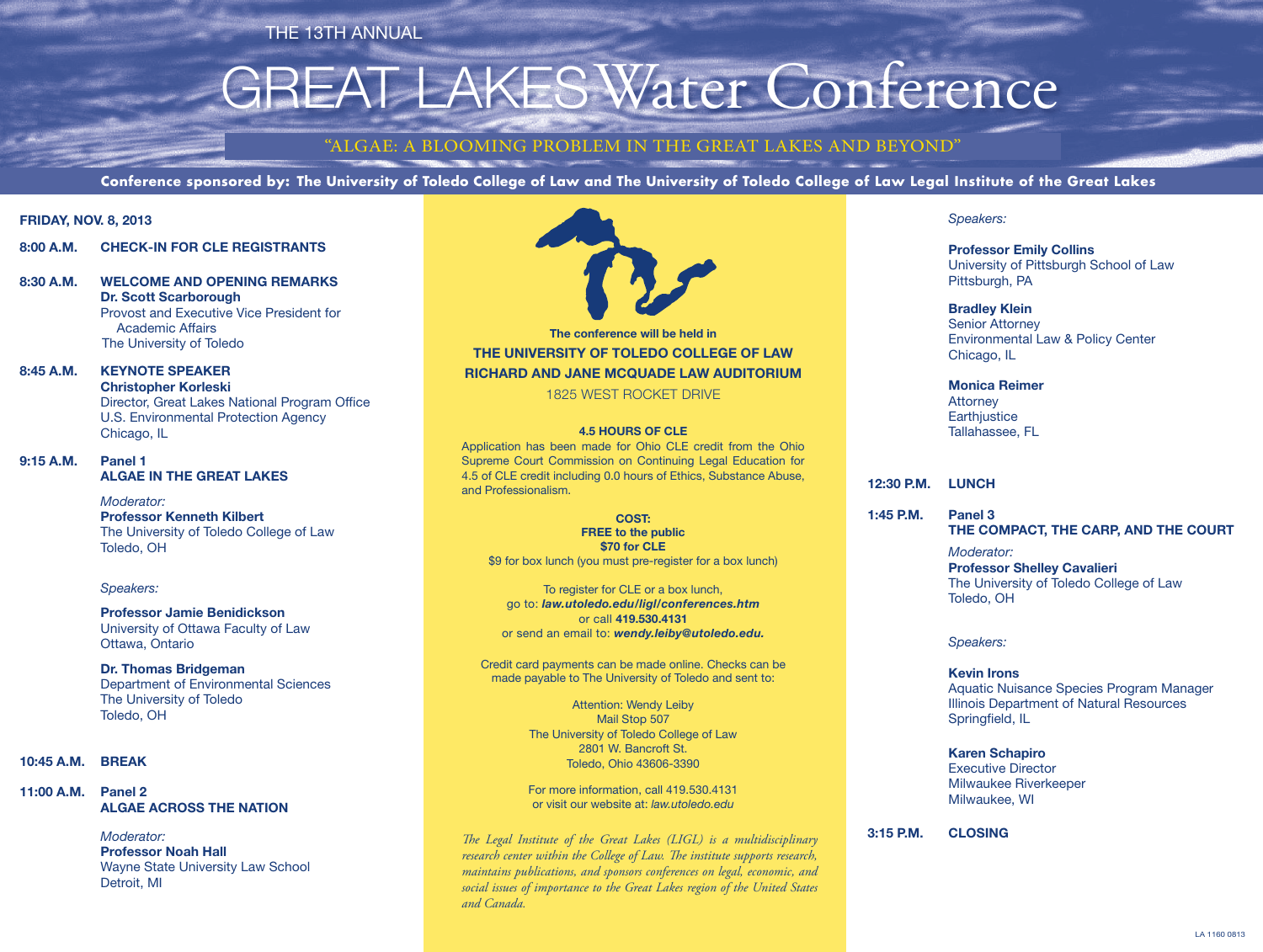THE 13TH ANNUAL

# GREAT LAKES Water Conference

## "ALGAE: A BLOOMING PROBLEM IN THE GREAT LAKES AND BEYOND"

**Conference sponsored by: The University of Toledo College of Law and The University of Toledo College of Law Legal Institute of the Great Lakes**

**FRIDAY, NOV. 8, 2013**

**8:00 A.M.** **CHECK-IN FOR CLE REGISTRANTS**

**8:30 A.M.** **WELCOME AND OPENING REMARKS**
**Dr. Scott Scarborough**
Provost and Executive Vice President for Academic Affairs
The University of Toledo

**8:45 A.M.** **KEYNOTE SPEAKER**
**Christopher Korleski**
Director, Great Lakes National Program Office
U.S. Environmental Protection Agency
Chicago, IL

**9:15 A.M.** **Panel 1**
**ALGAE IN THE GREAT LAKES**

*Moderator:*
**Professor Kenneth Kilbert**
The University of Toledo College of Law
Toledo, OH

*Speakers:*

**Professor Jamie Benidickson**
University of Ottawa Faculty of Law
Ottawa, Ontario

**Dr. Thomas Bridgeman**
Department of Environmental Sciences
The University of Toledo
Toledo, OH

**10:45 A.M.** **BREAK**

**11:00 A.M.** **Panel 2**
**ALGAE ACROSS THE NATION**

*Moderator:*
**Professor Noah Hall**
Wayne State University Law School
Detroit, MI

*Speakers:*

**Professor Emily Collins**
University of Pittsburgh School of Law
Pittsburgh, PA

**Bradley Klein**
Senior Attorney
Environmental Law & Policy Center
Chicago, IL

**Monica Reimer**
Attorney
Earthjustice
Tallahassee, FL

**12:30 P.M.** **LUNCH**

**1:45 P.M.** **Panel 3**
**THE COMPACT, THE CARP, AND THE COURT**

*Moderator:*
**Professor Shelley Cavalieri**
The University of Toledo College of Law
Toledo, OH

*Speakers:*

**Kevin Irons**
Aquatic Nuisance Species Program Manager
Illinois Department of Natural Resources
Springfield, IL

**Karen Schapiro**
Executive Director
Milwaukee Riverkeeper
Milwaukee, WI

**3:15 P.M.** **CLOSING**

---

**The conference will be held in**
**THE UNIVERSITY OF TOLEDO COLLEGE OF LAW**
**RICHARD AND JANE MCQUADE LAW AUDITORIUM**
1825 WEST ROCKET DRIVE

**4.5 HOURS OF CLE**
Application has been made for Ohio CLE credit from the Ohio Supreme Court Commission on Continuing Legal Education for 4.5 of CLE credit including 0.0 hours of Ethics, Substance Abuse, and Professionalism.

**COST:**
**FREE to the public**
**$70 for CLE**
$9 for box lunch (you must pre-register for a box lunch)

To register for CLE or a box lunch,
go to: ***law.utoledo.edu/ligl/conferences.htm***
or call **419.530.4131**
or send an email to: ***wendy.leiby@utoledo.edu.***

Credit card payments can be made online. Checks can be made payable to The University of Toledo and sent to:

Attention: Wendy Leiby
Mail Stop 507
The University of Toledo College of Law
2801 W. Bancroft St.
Toledo, Ohio 43606-3390

For more information, call 419.530.4131
or visit our website at: *law.utoledo.edu*

*The Legal Institute of the Great Lakes (LIGL) is a multidisciplinary research center within the College of Law. The institute supports research, maintains publications, and sponsors conferences on legal, economic, and social issues of importance to the Great Lakes region of the United States and Canada.*

LA 1160 0813